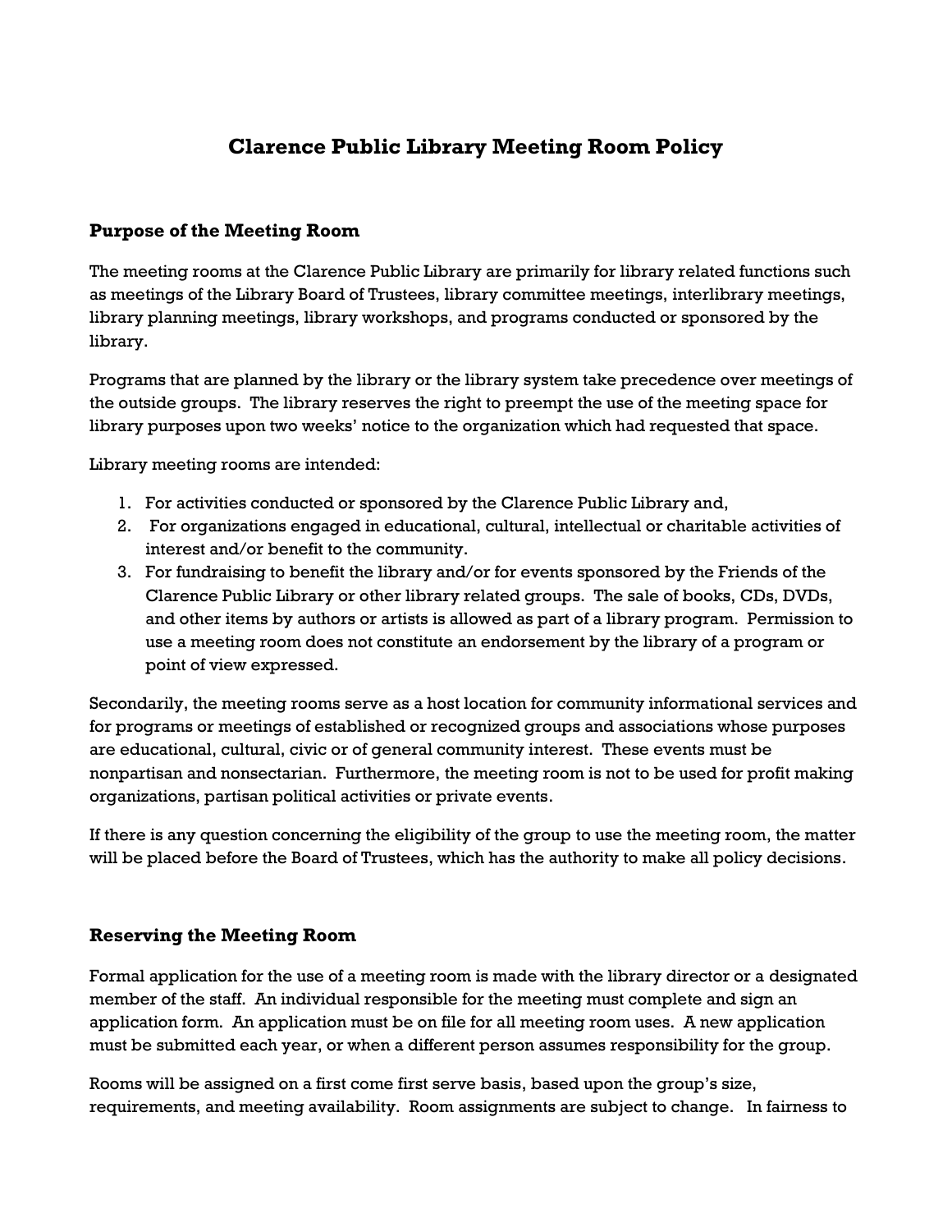# Clarence Public Library Meeting Room Policy

## Purpose of the Meeting Room

The meeting rooms at the Clarence Public Library are primarily for library related functions such as meetings of the Library Board of Trustees, library committee meetings, interlibrary meetings, library planning meetings, library workshops, and programs conducted or sponsored by the library.

Programs that are planned by the library or the library system take precedence over meetings of the outside groups. The library reserves the right to preempt the use of the meeting space for library purposes upon two weeks' notice to the organization which had requested that space.

Library meeting rooms are intended:

1. For activities conducted or sponsored by the Clarence Public Library and,
2. For organizations engaged in educational, cultural, intellectual or charitable activities of interest and/or benefit to the community.
3. For fundraising to benefit the library and/or for events sponsored by the Friends of the Clarence Public Library or other library related groups. The sale of books, CDs, DVDs, and other items by authors or artists is allowed as part of a library program. Permission to use a meeting room does not constitute an endorsement by the library of a program or point of view expressed.

Secondarily, the meeting rooms serve as a host location for community informational services and for programs or meetings of established or recognized groups and associations whose purposes are educational, cultural, civic or of general community interest. These events must be nonpartisan and nonsectarian. Furthermore, the meeting room is not to be used for profit making organizations, partisan political activities or private events.

If there is any question concerning the eligibility of the group to use the meeting room, the matter will be placed before the Board of Trustees, which has the authority to make all policy decisions.

## Reserving the Meeting Room

Formal application for the use of a meeting room is made with the library director or a designated member of the staff. An individual responsible for the meeting must complete and sign an application form. An application must be on file for all meeting room uses. A new application must be submitted each year, or when a different person assumes responsibility for the group.

Rooms will be assigned on a first come first serve basis, based upon the group's size, requirements, and meeting availability. Room assignments are subject to change. In fairness to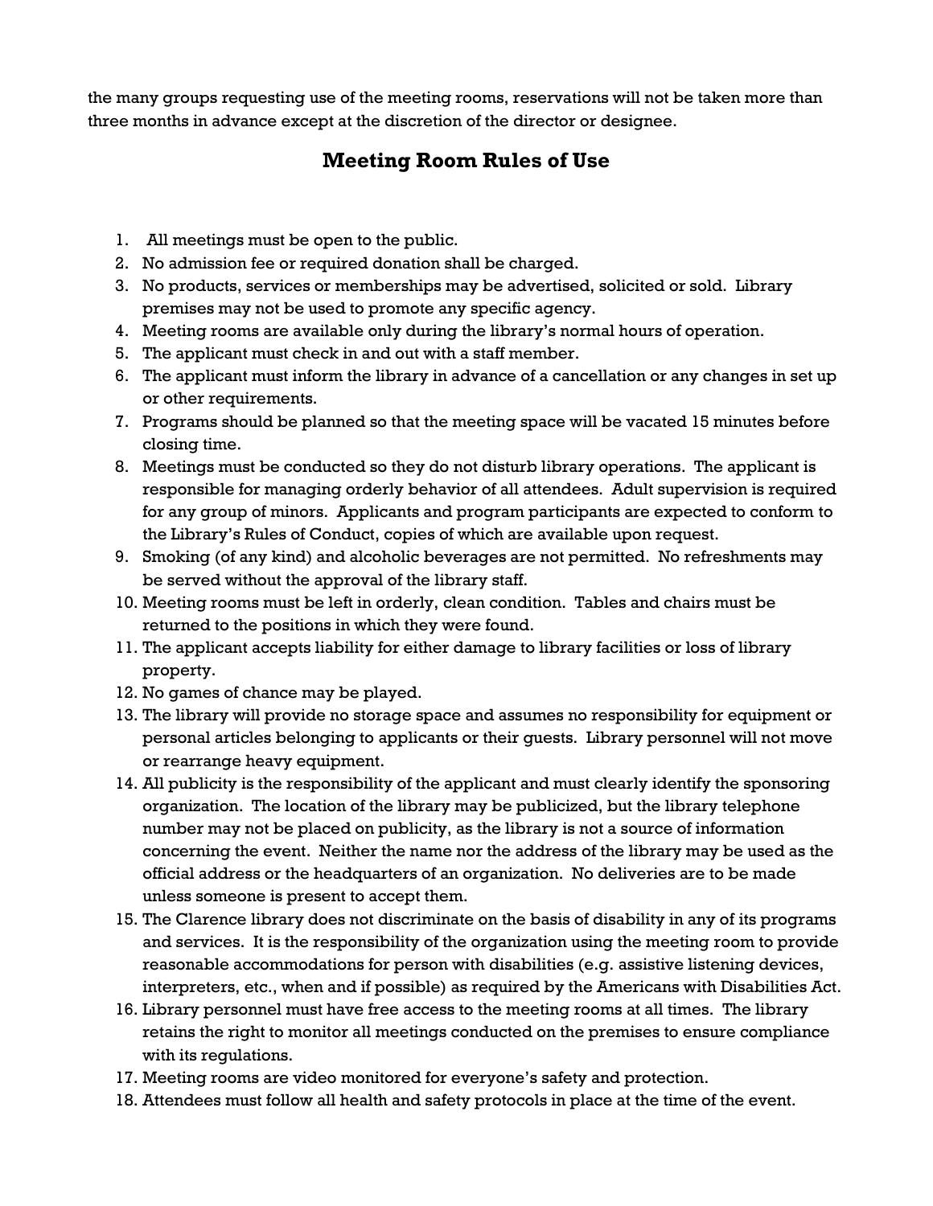the many groups requesting use of the meeting rooms, reservations will not be taken more than three months in advance except at the discretion of the director or designee.

## Meeting Room Rules of Use

1. All meetings must be open to the public.
2. No admission fee or required donation shall be charged.
3. No products, services or memberships may be advertised, solicited or sold. Library premises may not be used to promote any specific agency.
4. Meeting rooms are available only during the library's normal hours of operation.
5. The applicant must check in and out with a staff member.
6. The applicant must inform the library in advance of a cancellation or any changes in set up or other requirements.
7. Programs should be planned so that the meeting space will be vacated 15 minutes before closing time.
8. Meetings must be conducted so they do not disturb library operations. The applicant is responsible for managing orderly behavior of all attendees. Adult supervision is required for any group of minors. Applicants and program participants are expected to conform to the Library's Rules of Conduct, copies of which are available upon request.
9. Smoking (of any kind) and alcoholic beverages are not permitted. No refreshments may be served without the approval of the library staff.
10. Meeting rooms must be left in orderly, clean condition. Tables and chairs must be returned to the positions in which they were found.
11. The applicant accepts liability for either damage to library facilities or loss of library property.
12. No games of chance may be played.
13. The library will provide no storage space and assumes no responsibility for equipment or personal articles belonging to applicants or their guests. Library personnel will not move or rearrange heavy equipment.
14. All publicity is the responsibility of the applicant and must clearly identify the sponsoring organization. The location of the library may be publicized, but the library telephone number may not be placed on publicity, as the library is not a source of information concerning the event. Neither the name nor the address of the library may be used as the official address or the headquarters of an organization. No deliveries are to be made unless someone is present to accept them.
15. The Clarence library does not discriminate on the basis of disability in any of its programs and services. It is the responsibility of the organization using the meeting room to provide reasonable accommodations for person with disabilities (e.g. assistive listening devices, interpreters, etc., when and if possible) as required by the Americans with Disabilities Act.
16. Library personnel must have free access to the meeting rooms at all times. The library retains the right to monitor all meetings conducted on the premises to ensure compliance with its regulations.
17. Meeting rooms are video monitored for everyone's safety and protection.
18. Attendees must follow all health and safety protocols in place at the time of the event.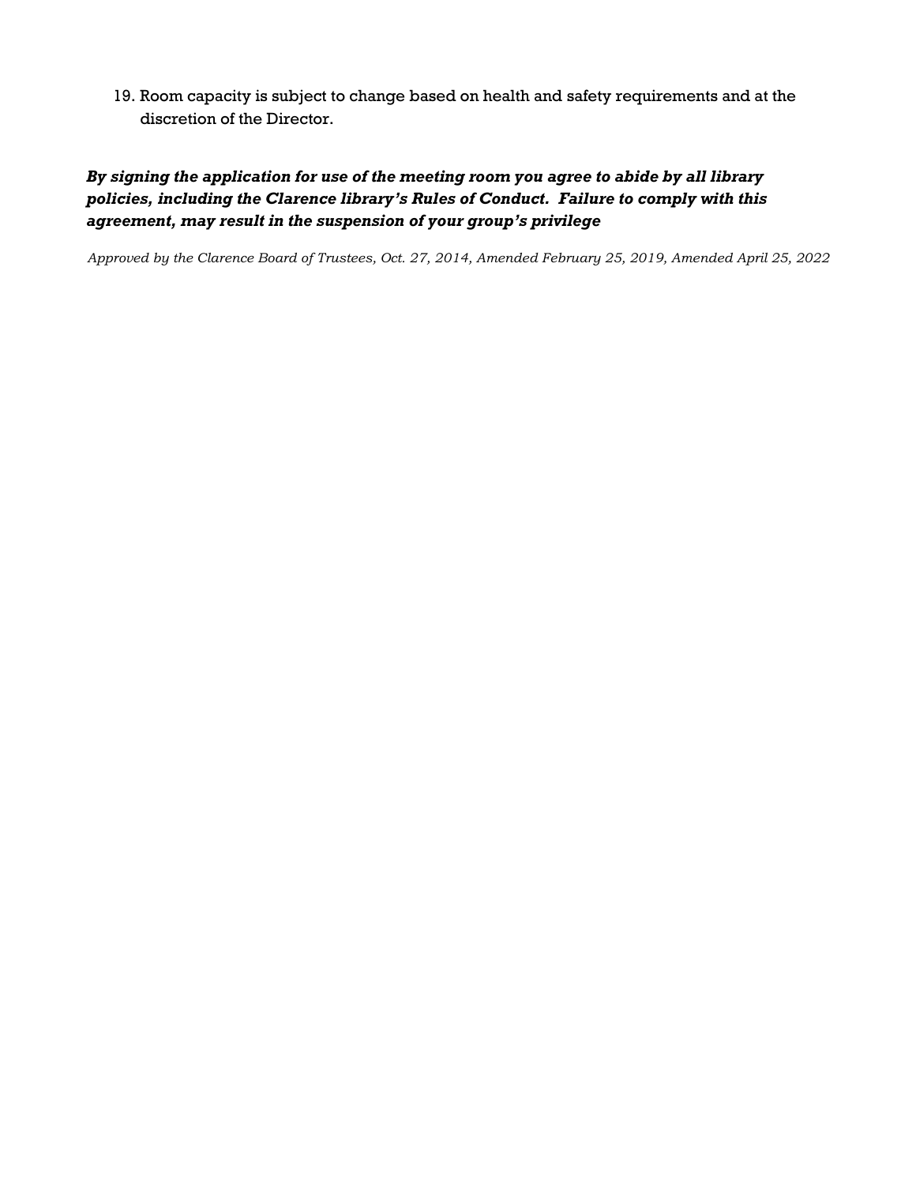19. Room capacity is subject to change based on health and safety requirements and at the discretion of the Director.

***By signing the application for use of the meeting room you agree to abide by all library policies, including the Clarence library's Rules of Conduct. Failure to comply with this agreement, may result in the suspension of your group's privilege***

*Approved by the Clarence Board of Trustees, Oct. 27, 2014, Amended February 25, 2019, Amended April 25, 2022*